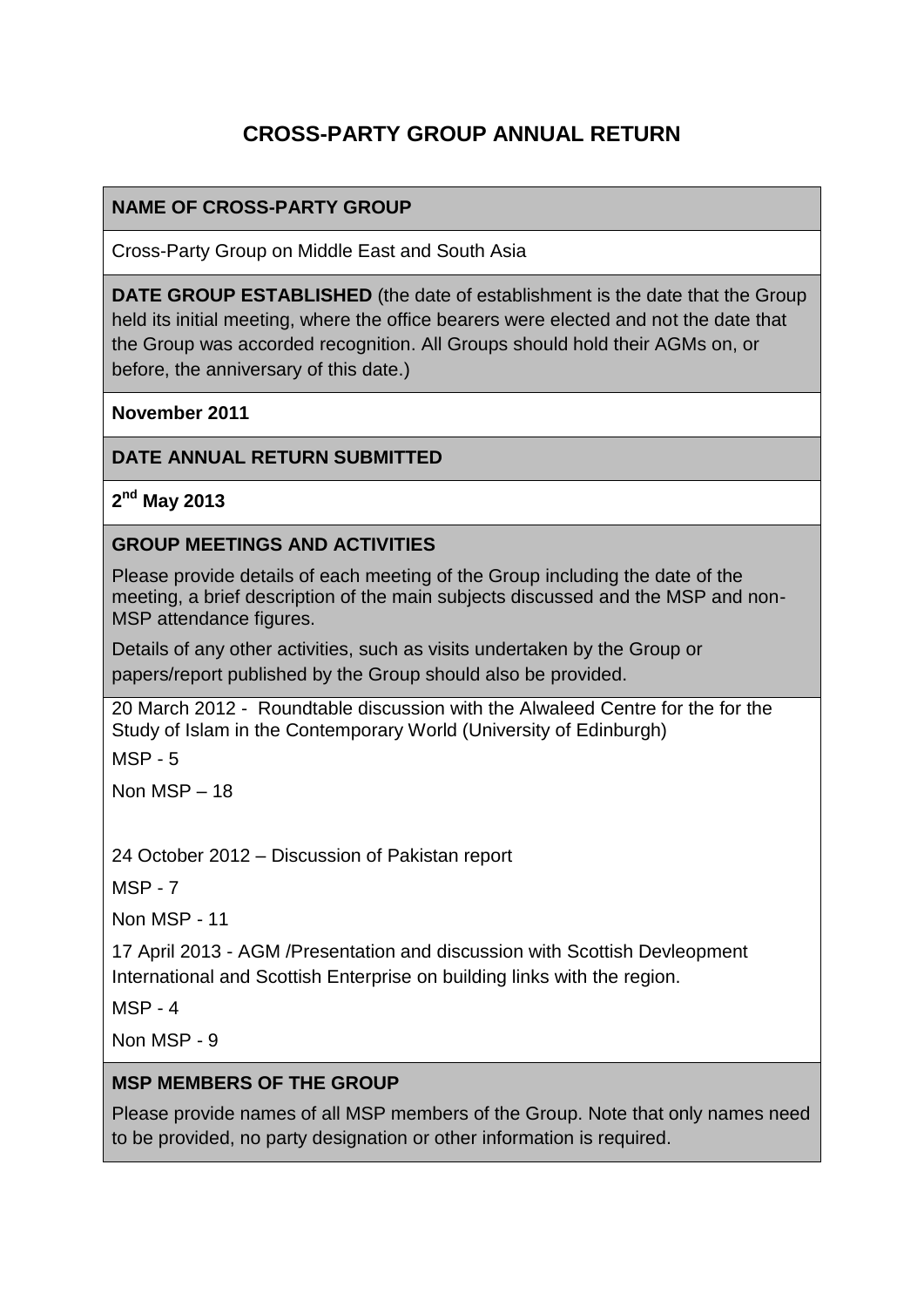# CROSS-PARTY GROUP ANNUAL RETURN

**NAME OF CROSS-PARTY GROUP**

Cross-Party Group on Middle East and South Asia

**DATE GROUP ESTABLISHED** (the date of establishment is the date that the Group held its initial meeting, where the office bearers were elected and not the date that the Group was accorded recognition. All Groups should hold their AGMs on, or before, the anniversary of this date.)

**November 2011**

**DATE ANNUAL RETURN SUBMITTED**

**2nd May 2013**

**GROUP MEETINGS AND ACTIVITIES**

Please provide details of each meeting of the Group including the date of the meeting, a brief description of the main subjects discussed and the MSP and non-MSP attendance figures.

Details of any other activities, such as visits undertaken by the Group or papers/report published by the Group should also be provided.

20 March 2012 - Roundtable discussion with the Alwaleed Centre for the for the Study of Islam in the Contemporary World (University of Edinburgh)

MSP - 5

Non MSP – 18

24 October 2012 – Discussion of Pakistan report

MSP - 7

Non MSP - 11

17 April 2013 - AGM /Presentation and discussion with Scottish Devleopment International and Scottish Enterprise on building links with the region.

MSP - 4

Non MSP - 9

**MSP MEMBERS OF THE GROUP**

Please provide names of all MSP members of the Group. Note that only names need to be provided, no party designation or other information is required.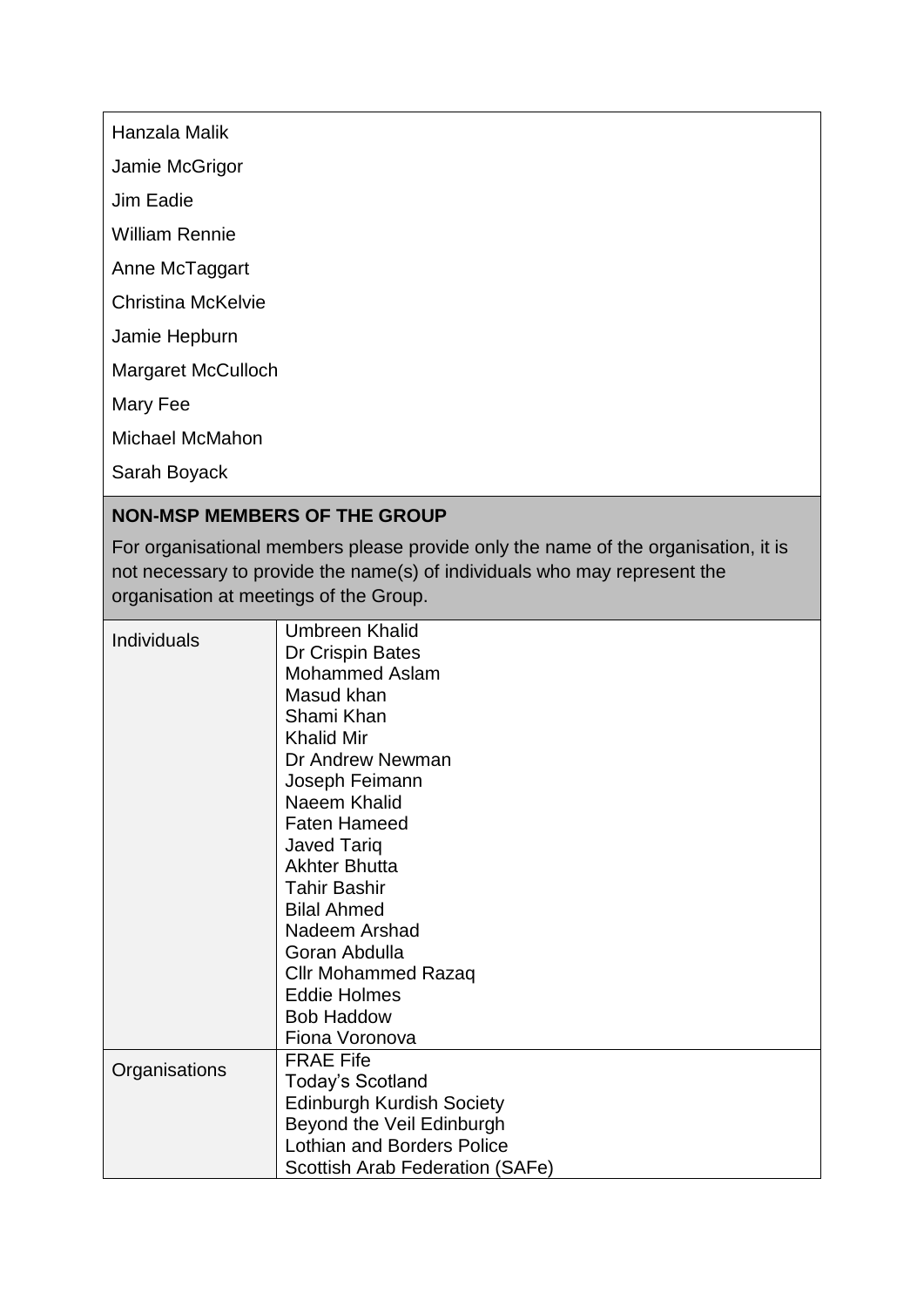| |
|---|
| Hanzala Malik |
| Jamie McGrigor |
| Jim Eadie |
| William Rennie |
| Anne McTaggart |
| Christina McKelvie |
| Jamie Hepburn |
| Margaret McCulloch |
| Mary Fee |
| Michael McMahon |
| Sarah Boyack |

**NON-MSP MEMBERS OF THE GROUP**

For organisational members please provide only the name of the organisation, it is not necessary to provide the name(s) of individuals who may represent the organisation at meetings of the Group.

| | |
|---|---|
| Individuals | Umbreen Khalid<br>Dr Crispin Bates<br>Mohammed Aslam<br>Masud khan<br>Shami Khan<br>Khalid Mir<br>Dr Andrew Newman<br>Joseph Feimann<br>Naeem Khalid<br>Faten Hameed<br>Javed Tariq<br>Akhter Bhutta<br>Tahir Bashir<br>Bilal Ahmed<br>Nadeem Arshad<br>Goran Abdulla<br>Cllr Mohammed Razaq<br>Eddie Holmes<br>Bob Haddow<br>Fiona Voronova |
| Organisations | FRAE Fife<br>Today's Scotland<br>Edinburgh Kurdish Society<br>Beyond the Veil Edinburgh<br>Lothian and Borders Police<br>Scottish Arab Federation (SAFe) |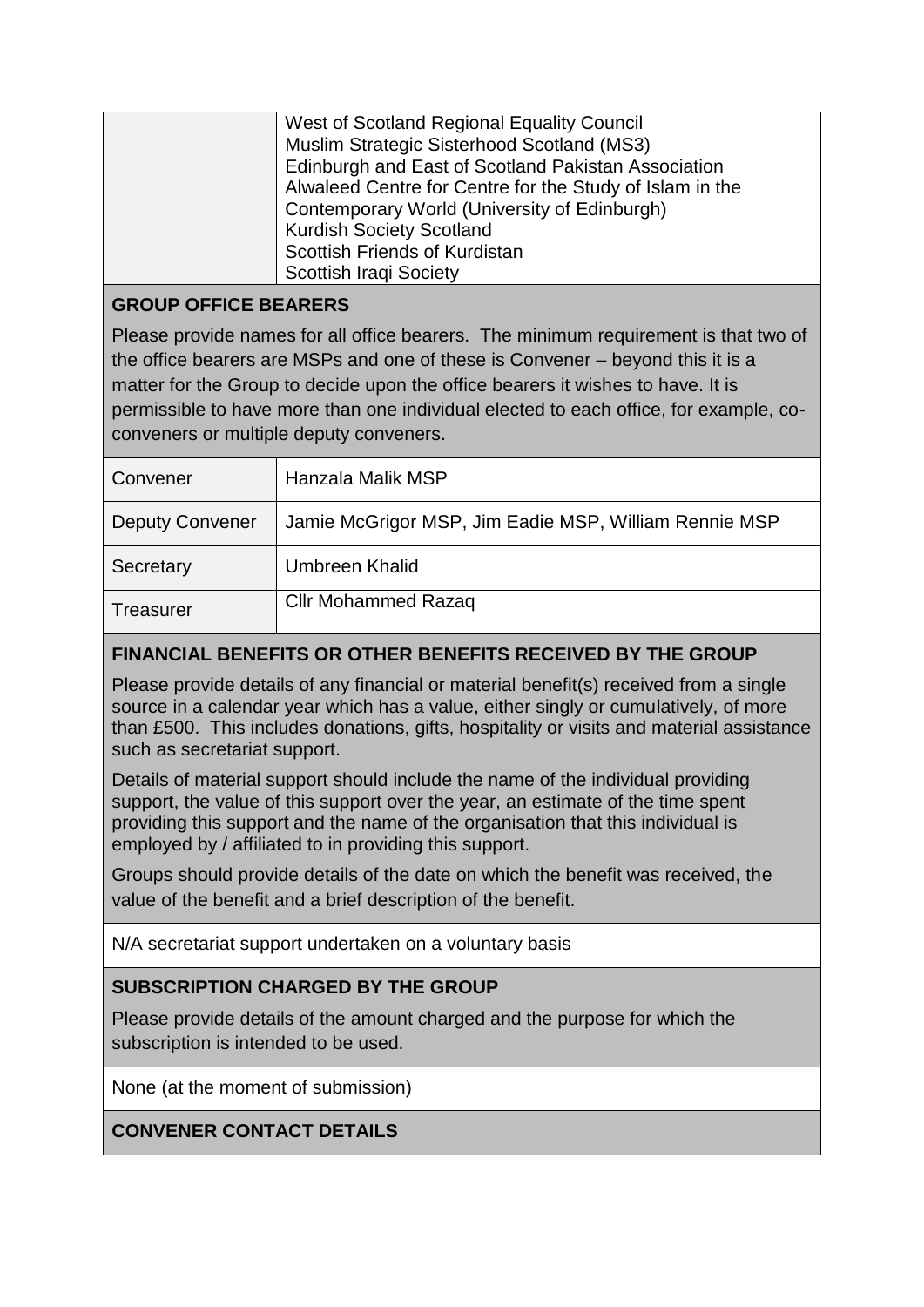| | |
|---|---|
| | West of Scotland Regional Equality Council<br>Muslim Strategic Sisterhood Scotland (MS3)<br>Edinburgh and East of Scotland Pakistan Association<br>Alwaleed Centre for Centre for the Study of Islam in the Contemporary World (University of Edinburgh)<br>Kurdish Society Scotland<br>Scottish Friends of Kurdistan<br>Scottish Iraqi Society |

**GROUP OFFICE BEARERS**

Please provide names for all office bearers. The minimum requirement is that two of the office bearers are MSPs and one of these is Convener – beyond this it is a matter for the Group to decide upon the office bearers it wishes to have. It is permissible to have more than one individual elected to each office, for example, co-conveners or multiple deputy conveners.

| | |
|---|---|
| Convener | Hanzala Malik MSP |
| Deputy Convener | Jamie McGrigor MSP, Jim Eadie MSP, William Rennie MSP |
| Secretary | Umbreen Khalid |
| Treasurer | Cllr Mohammed Razaq |

**FINANCIAL BENEFITS OR OTHER BENEFITS RECEIVED BY THE GROUP**

Please provide details of any financial or material benefit(s) received from a single source in a calendar year which has a value, either singly or cumulatively, of more than £500. This includes donations, gifts, hospitality or visits and material assistance such as secretariat support.

Details of material support should include the name of the individual providing support, the value of this support over the year, an estimate of the time spent providing this support and the name of the organisation that this individual is employed by / affiliated to in providing this support.

Groups should provide details of the date on which the benefit was received, the value of the benefit and a brief description of the benefit.

N/A secretariat support undertaken on a voluntary basis

**SUBSCRIPTION CHARGED BY THE GROUP**

Please provide details of the amount charged and the purpose for which the subscription is intended to be used.

None (at the moment of submission)

**CONVENER CONTACT DETAILS**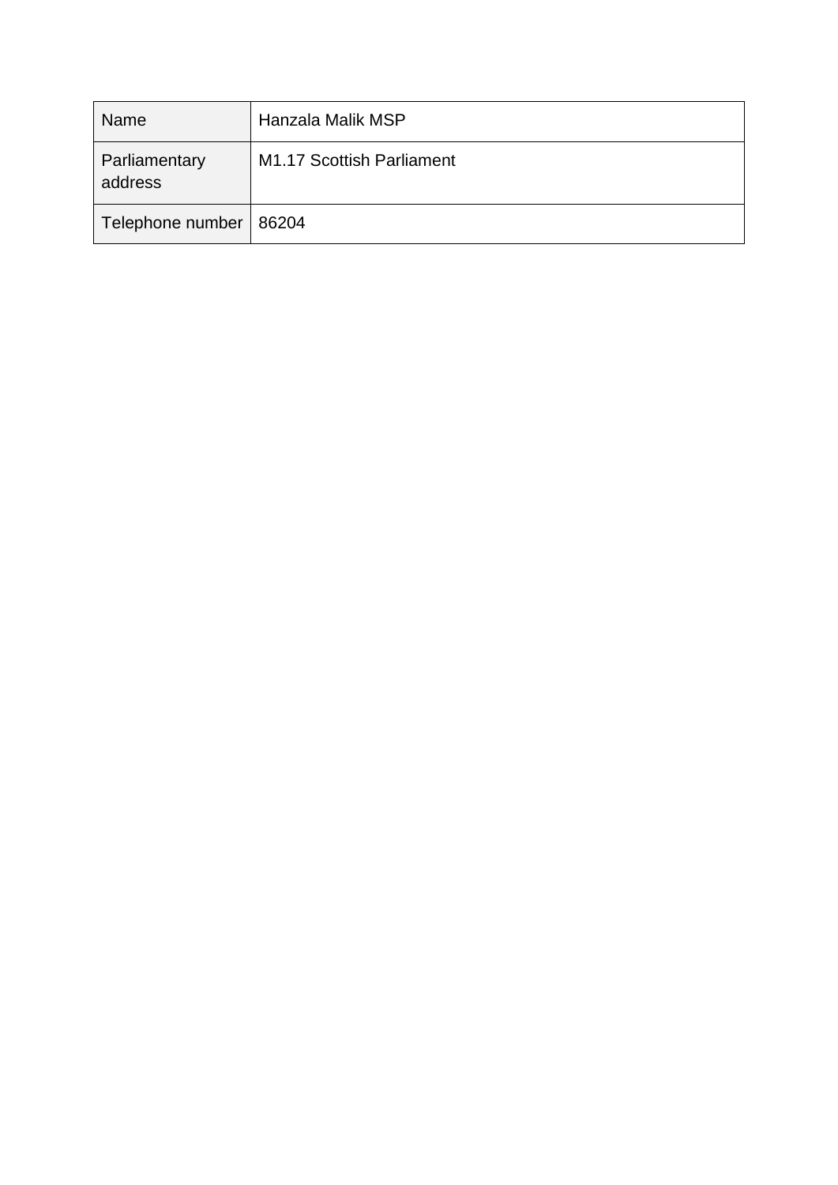| | |
|---|---|
| Name | Hanzala Malik MSP |
| Parliamentary address | M1.17 Scottish Parliament |
| Telephone number | 86204 |